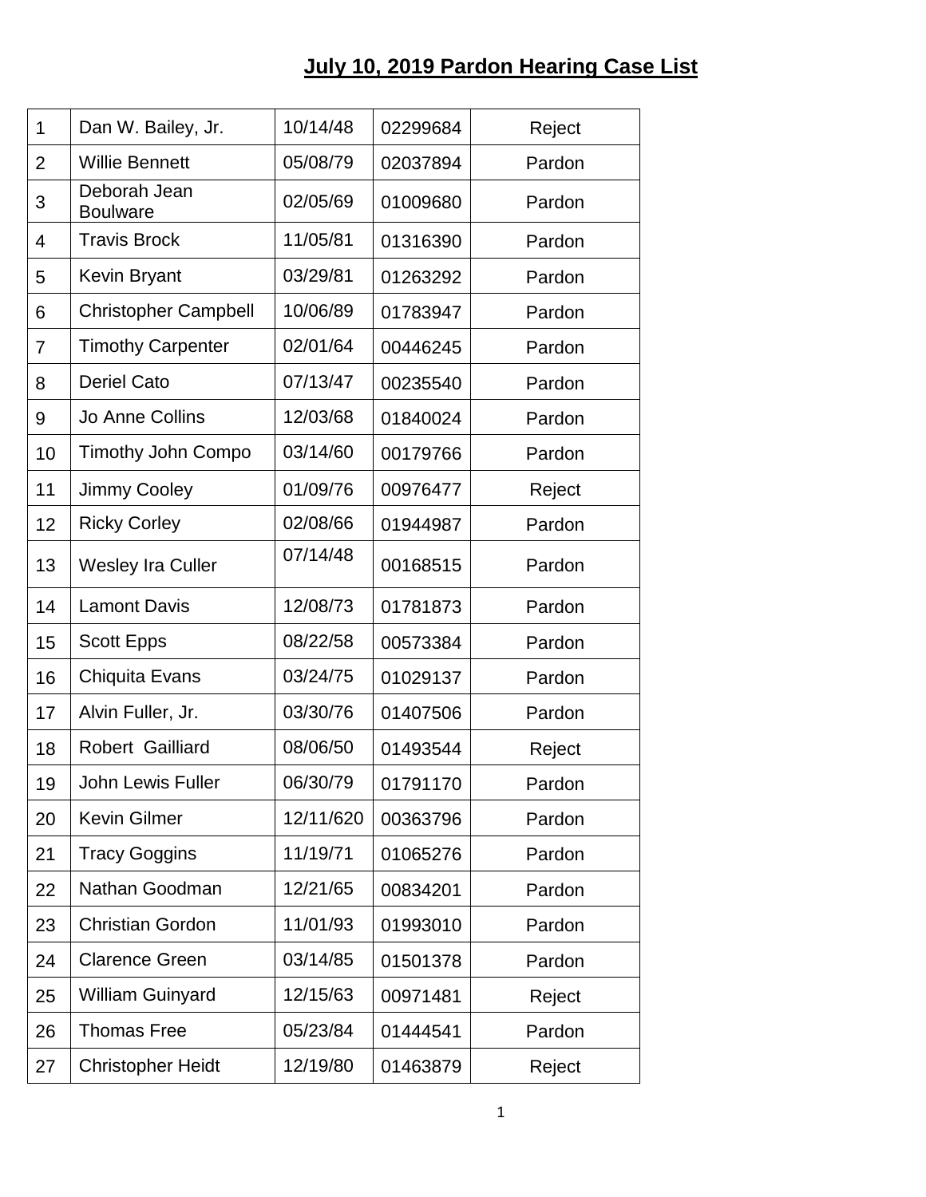# July 10, 2019 Pardon Hearing Case List

| | | | | |
|---|---|---|---|---|
| 1 | Dan W. Bailey, Jr. | 10/14/48 | 02299684 | Reject |
| 2 | Willie Bennett | 05/08/79 | 02037894 | Pardon |
| 3 | Deborah Jean Boulware | 02/05/69 | 01009680 | Pardon |
| 4 | Travis Brock | 11/05/81 | 01316390 | Pardon |
| 5 | Kevin Bryant | 03/29/81 | 01263292 | Pardon |
| 6 | Christopher Campbell | 10/06/89 | 01783947 | Pardon |
| 7 | Timothy Carpenter | 02/01/64 | 00446245 | Pardon |
| 8 | Deriel Cato | 07/13/47 | 00235540 | Pardon |
| 9 | Jo Anne Collins | 12/03/68 | 01840024 | Pardon |
| 10 | Timothy John Compo | 03/14/60 | 00179766 | Pardon |
| 11 | Jimmy Cooley | 01/09/76 | 00976477 | Reject |
| 12 | Ricky Corley | 02/08/66 | 01944987 | Pardon |
| 13 | Wesley Ira Culler | 07/14/48 | 00168515 | Pardon |
| 14 | Lamont Davis | 12/08/73 | 01781873 | Pardon |
| 15 | Scott Epps | 08/22/58 | 00573384 | Pardon |
| 16 | Chiquita Evans | 03/24/75 | 01029137 | Pardon |
| 17 | Alvin Fuller, Jr. | 03/30/76 | 01407506 | Pardon |
| 18 | Robert Gailliard | 08/06/50 | 01493544 | Reject |
| 19 | John Lewis Fuller | 06/30/79 | 01791170 | Pardon |
| 20 | Kevin Gilmer | 12/11/620 | 00363796 | Pardon |
| 21 | Tracy Goggins | 11/19/71 | 01065276 | Pardon |
| 22 | Nathan Goodman | 12/21/65 | 00834201 | Pardon |
| 23 | Christian Gordon | 11/01/93 | 01993010 | Pardon |
| 24 | Clarence Green | 03/14/85 | 01501378 | Pardon |
| 25 | William Guinyard | 12/15/63 | 00971481 | Reject |
| 26 | Thomas Free | 05/23/84 | 01444541 | Pardon |
| 27 | Christopher Heidt | 12/19/80 | 01463879 | Reject |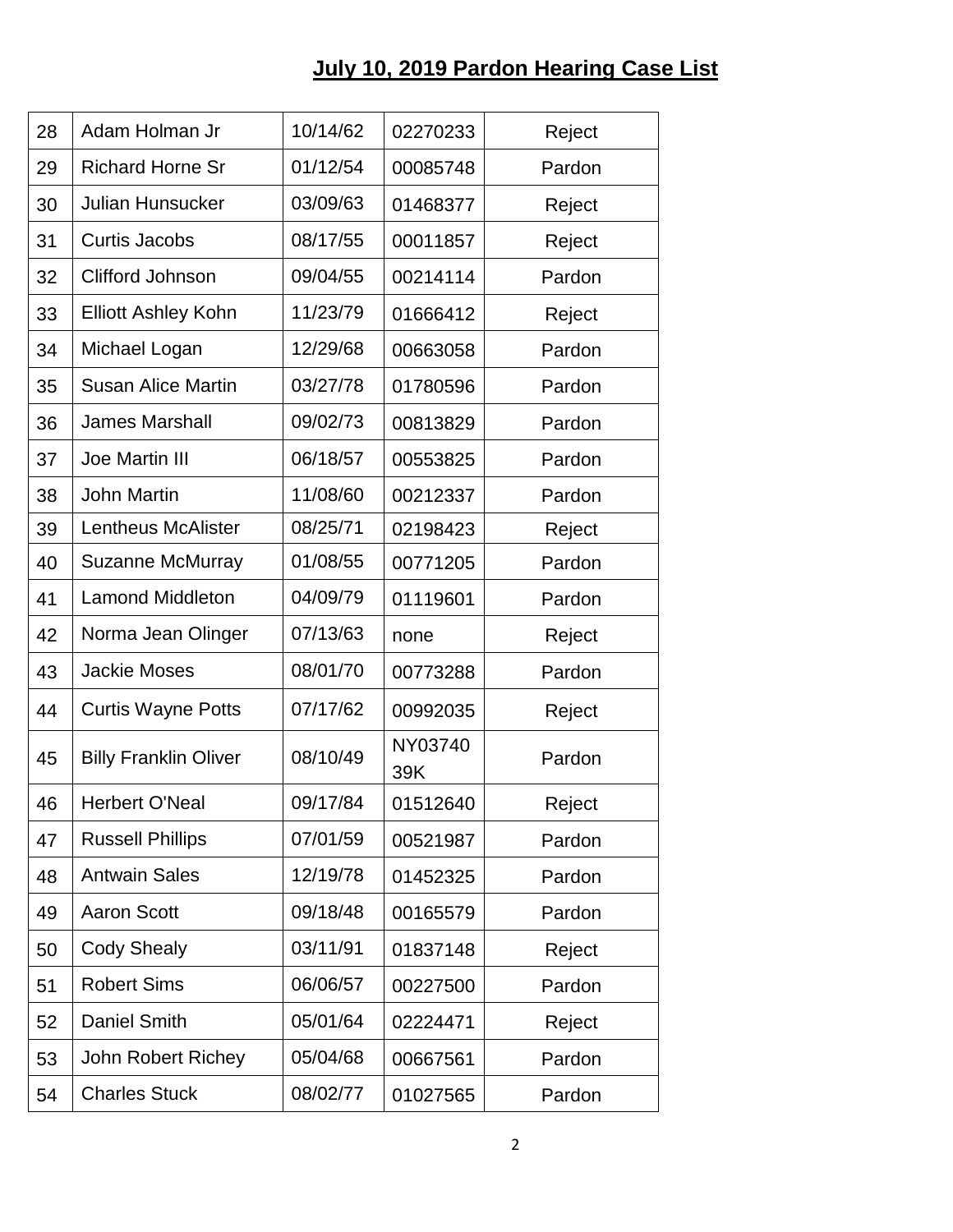## July 10, 2019 Pardon Hearing Case List

| | | | | |
|---|---|---|---|---|
| 28 | Adam Holman Jr | 10/14/62 | 02270233 | Reject |
| 29 | Richard Horne Sr | 01/12/54 | 00085748 | Pardon |
| 30 | Julian Hunsucker | 03/09/63 | 01468377 | Reject |
| 31 | Curtis Jacobs | 08/17/55 | 00011857 | Reject |
| 32 | Clifford Johnson | 09/04/55 | 00214114 | Pardon |
| 33 | Elliott Ashley Kohn | 11/23/79 | 01666412 | Reject |
| 34 | Michael Logan | 12/29/68 | 00663058 | Pardon |
| 35 | Susan Alice Martin | 03/27/78 | 01780596 | Pardon |
| 36 | James Marshall | 09/02/73 | 00813829 | Pardon |
| 37 | Joe Martin III | 06/18/57 | 00553825 | Pardon |
| 38 | John Martin | 11/08/60 | 00212337 | Pardon |
| 39 | Lentheus McAlister | 08/25/71 | 02198423 | Reject |
| 40 | Suzanne McMurray | 01/08/55 | 00771205 | Pardon |
| 41 | Lamond Middleton | 04/09/79 | 01119601 | Pardon |
| 42 | Norma Jean Olinger | 07/13/63 | none | Reject |
| 43 | Jackie Moses | 08/01/70 | 00773288 | Pardon |
| 44 | Curtis Wayne Potts | 07/17/62 | 00992035 | Reject |
| 45 | Billy Franklin Oliver | 08/10/49 | NY0374039K | Pardon |
| 46 | Herbert O'Neal | 09/17/84 | 01512640 | Reject |
| 47 | Russell Phillips | 07/01/59 | 00521987 | Pardon |
| 48 | Antwain Sales | 12/19/78 | 01452325 | Pardon |
| 49 | Aaron Scott | 09/18/48 | 00165579 | Pardon |
| 50 | Cody Shealy | 03/11/91 | 01837148 | Reject |
| 51 | Robert Sims | 06/06/57 | 00227500 | Pardon |
| 52 | Daniel Smith | 05/01/64 | 02224471 | Reject |
| 53 | John Robert Richey | 05/04/68 | 00667561 | Pardon |
| 54 | Charles Stuck | 08/02/77 | 01027565 | Pardon |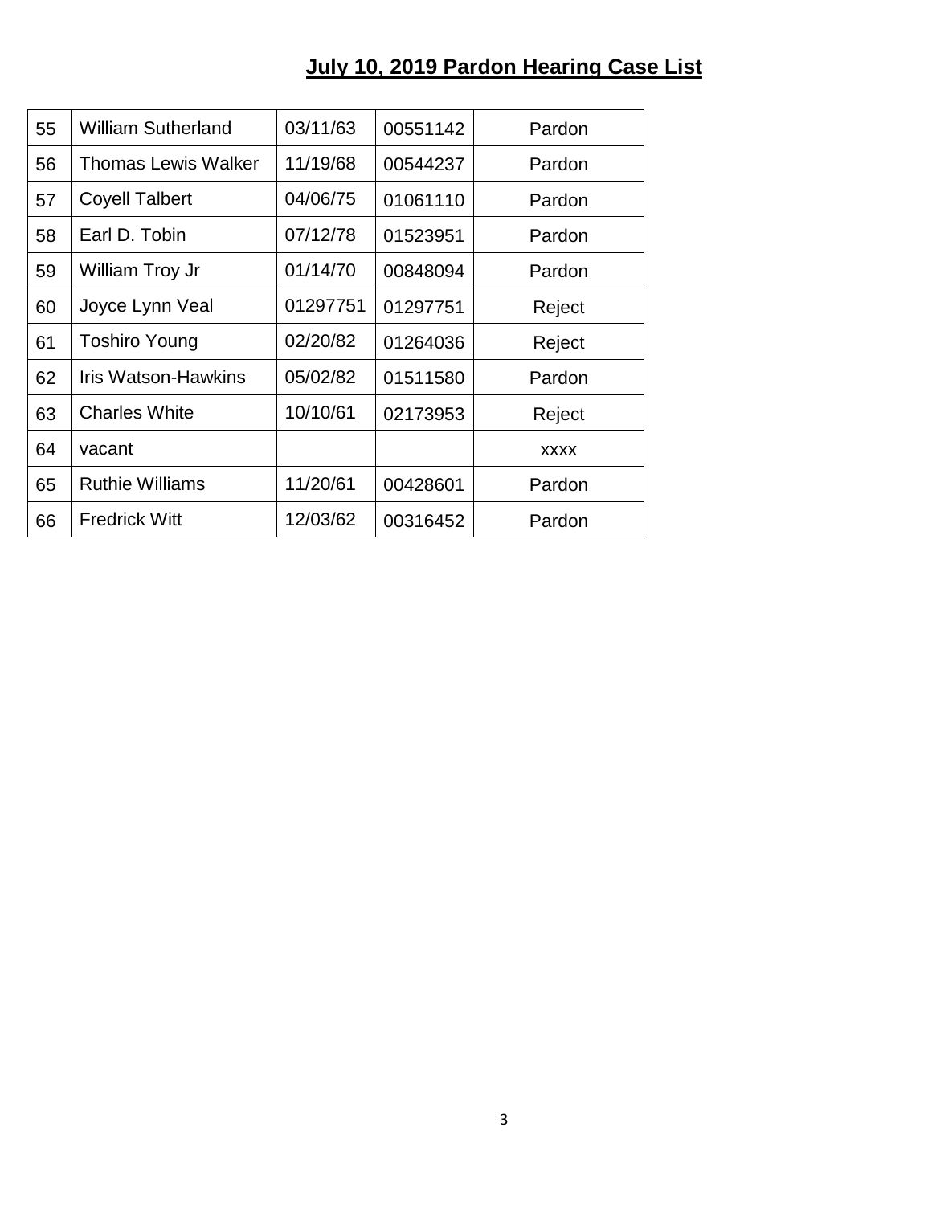# July 10, 2019 Pardon Hearing Case List

| | | | | |
|---|---|---|---|---|
| 55 | William Sutherland | 03/11/63 | 00551142 | Pardon |
| 56 | Thomas Lewis Walker | 11/19/68 | 00544237 | Pardon |
| 57 | Coyell Talbert | 04/06/75 | 01061110 | Pardon |
| 58 | Earl D. Tobin | 07/12/78 | 01523951 | Pardon |
| 59 | William Troy Jr | 01/14/70 | 00848094 | Pardon |
| 60 | Joyce Lynn Veal | 01297751 | 01297751 | Reject |
| 61 | Toshiro Young | 02/20/82 | 01264036 | Reject |
| 62 | Iris Watson-Hawkins | 05/02/82 | 01511580 | Pardon |
| 63 | Charles White | 10/10/61 | 02173953 | Reject |
| 64 | vacant | | | xxxx |
| 65 | Ruthie Williams | 11/20/61 | 00428601 | Pardon |
| 66 | Fredrick Witt | 12/03/62 | 00316452 | Pardon |